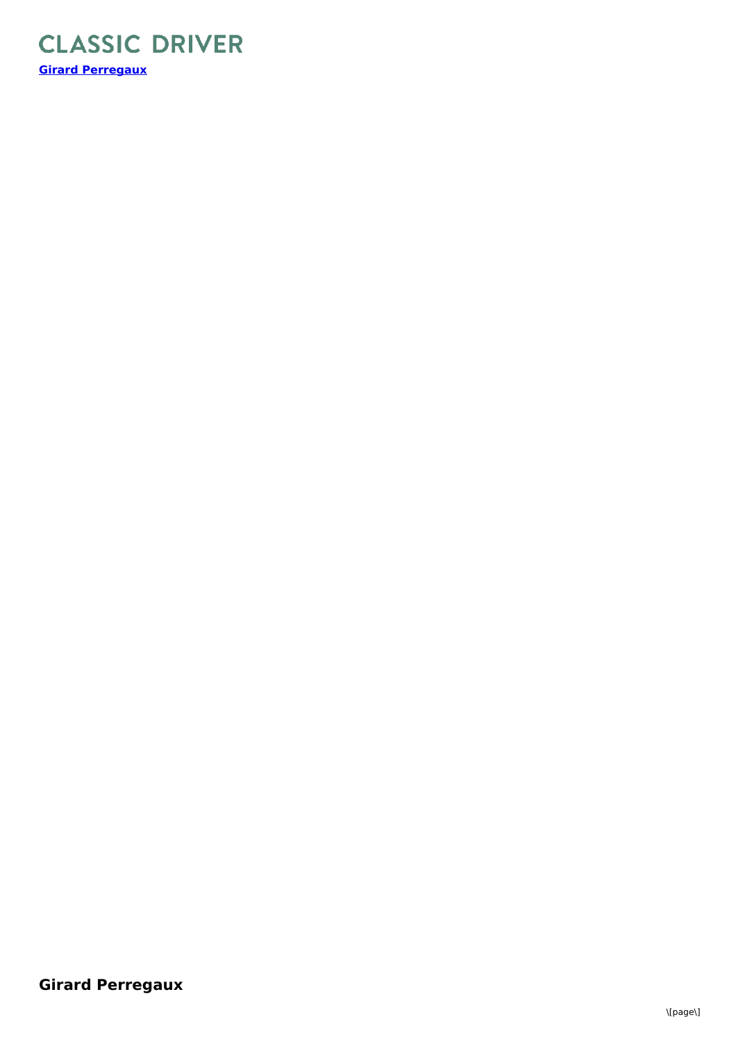[Girard Perregaux]()

# Girard Perregaux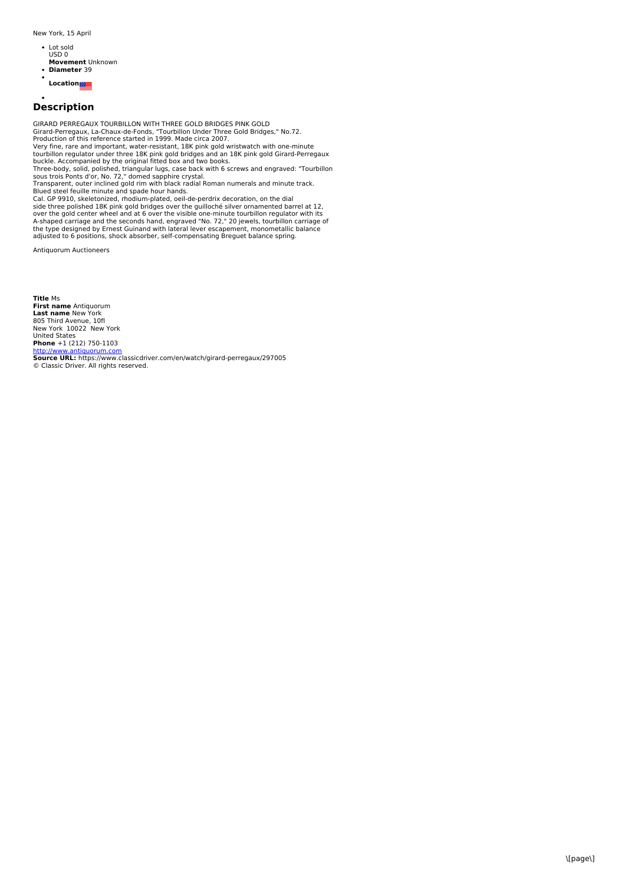New York, 15 April

- Lot sold
  USD 0
  **Movement** Unknown
- **Diameter** 39
- **Location**
- 

## Description

GIRARD PERREGAUX TOURBILLON WITH THREE GOLD BRIDGES PINK GOLD
Girard-Perregaux, La-Chaux-de-Fonds, "Tourbillon Under Three Gold Bridges," No.72.
Production of this reference started in 1999. Made circa 2007.
Very fine, rare and important, water-resistant, 18K pink gold wristwatch with one-minute tourbillon regulator under three 18K pink gold bridges and an 18K pink gold Girard-Perregaux buckle. Accompanied by the original fitted box and two books.
Three-body, solid, polished, triangular lugs, case back with 6 screws and engraved: "Tourbillon sous trois Ponts d'or, No. 72," domed sapphire crystal.
Transparent, outer inclined gold rim with black radial Roman numerals and minute track.
Blued steel feuille minute and spade hour hands.
Cal. GP 9910, skeletonized, rhodium-plated, oeil-de-perdrix decoration, on the dial side three polished 18K pink gold bridges over the guilloché silver ornamented barrel at 12, over the gold center wheel and at 6 over the visible one-minute tourbillon regulator with its A-shaped carriage and the seconds hand, engraved "No. 72," 20 jewels, tourbillon carriage of the type designed by Ernest Guinand with lateral lever escapement, monometallic balance adjusted to 6 positions, shock absorber, self-compensating Breguet balance spring.

Antiquorum Auctioneers

**Title** Ms
**First name** Antiquorum
**Last name** New York
805 Third Avenue, 10fl
New York 10022 New York
United States
**Phone** +1 (212) 750-1103
http://www.antiquorum.com
**Source URL:** https://www.classicdriver.com/en/watch/girard-perregaux/297005
© Classic Driver. All rights reserved.